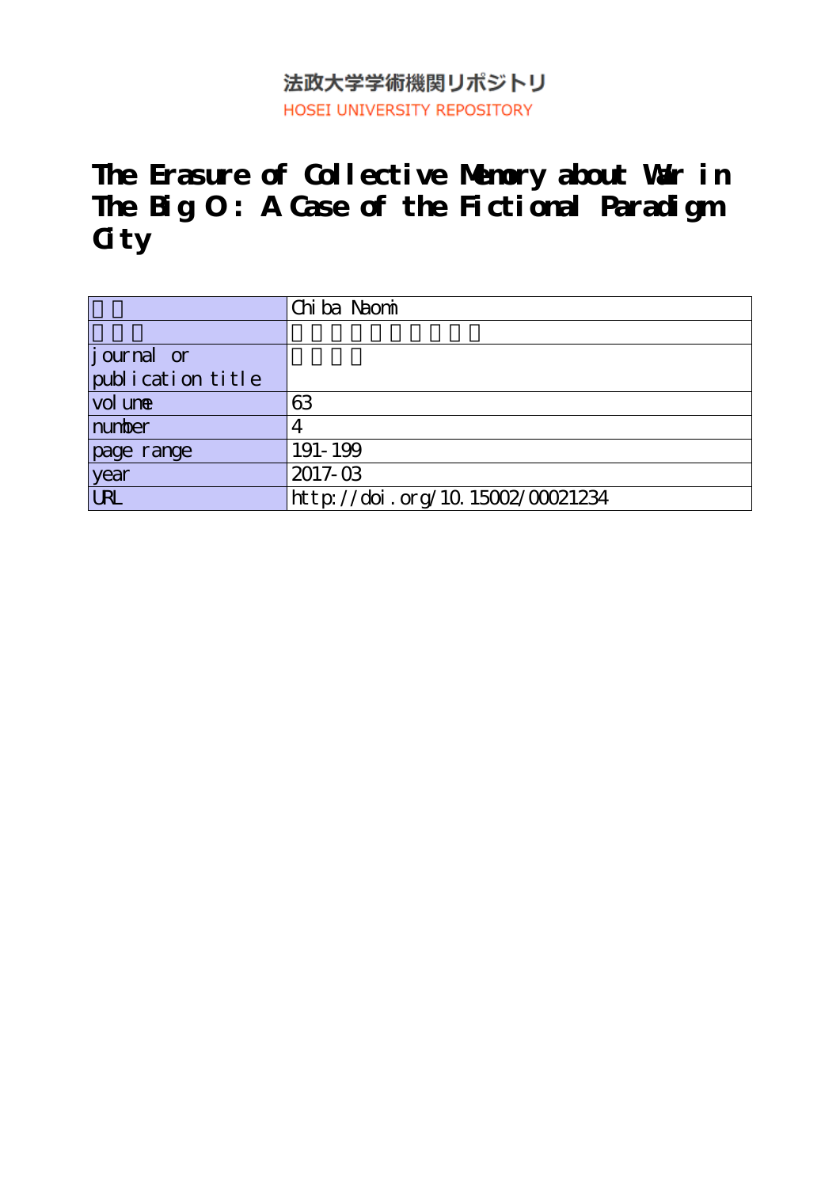法政大学学術機関リポジトリ

HOSEI UNIVERSITY REPOSITORY

# The Erasure of Collective Memory about War in The Big O: A Case of the Fictional Paradigm City

| | |
|---|---|
| | Chiba Naomi |
| | |
| journal or publication title | |
| volume | 63 |
| number | 4 |
| page range | 191-199 |
| year | 2017-03 |
| URL | http://doi.org/10.15002/00021234 |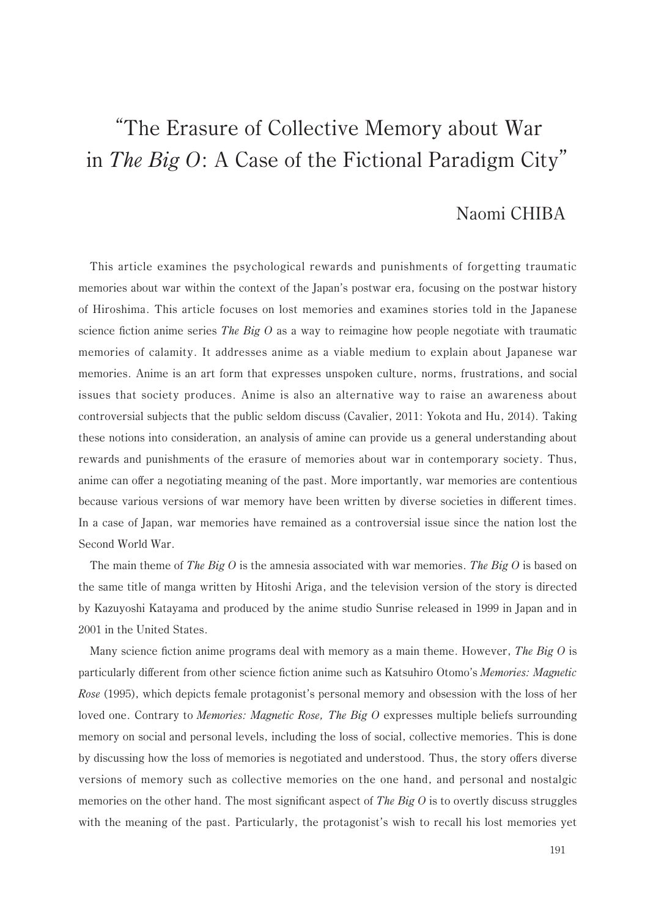# "The Erasure of Collective Memory about War in *The Big O*: A Case of the Fictional Paradigm City"

Naomi CHIBA

This article examines the psychological rewards and punishments of forgetting traumatic memories about war within the context of the Japan's postwar era, focusing on the postwar history of Hiroshima. This article focuses on lost memories and examines stories told in the Japanese science fiction anime series *The Big O* as a way to reimagine how people negotiate with traumatic memories of calamity. It addresses anime as a viable medium to explain about Japanese war memories. Anime is an art form that expresses unspoken culture, norms, frustrations, and social issues that society produces. Anime is also an alternative way to raise an awareness about controversial subjects that the public seldom discuss (Cavalier, 2011: Yokota and Hu, 2014). Taking these notions into consideration, an analysis of amine can provide us a general understanding about rewards and punishments of the erasure of memories about war in contemporary society. Thus, anime can offer a negotiating meaning of the past. More importantly, war memories are contentious because various versions of war memory have been written by diverse societies in different times. In a case of Japan, war memories have remained as a controversial issue since the nation lost the Second World War.

The main theme of *The Big O* is the amnesia associated with war memories. *The Big O* is based on the same title of manga written by Hitoshi Ariga, and the television version of the story is directed by Kazuyoshi Katayama and produced by the anime studio Sunrise released in 1999 in Japan and in 2001 in the United States.

Many science fiction anime programs deal with memory as a main theme. However, *The Big O* is particularly different from other science fiction anime such as Katsuhiro Otomo's *Memories: Magnetic Rose* (1995), which depicts female protagonist's personal memory and obsession with the loss of her loved one. Contrary to *Memories: Magnetic Rose, The Big O* expresses multiple beliefs surrounding memory on social and personal levels, including the loss of social, collective memories. This is done by discussing how the loss of memories is negotiated and understood. Thus, the story offers diverse versions of memory such as collective memories on the one hand, and personal and nostalgic memories on the other hand. The most significant aspect of *The Big O* is to overtly discuss struggles with the meaning of the past. Particularly, the protagonist's wish to recall his lost memories yet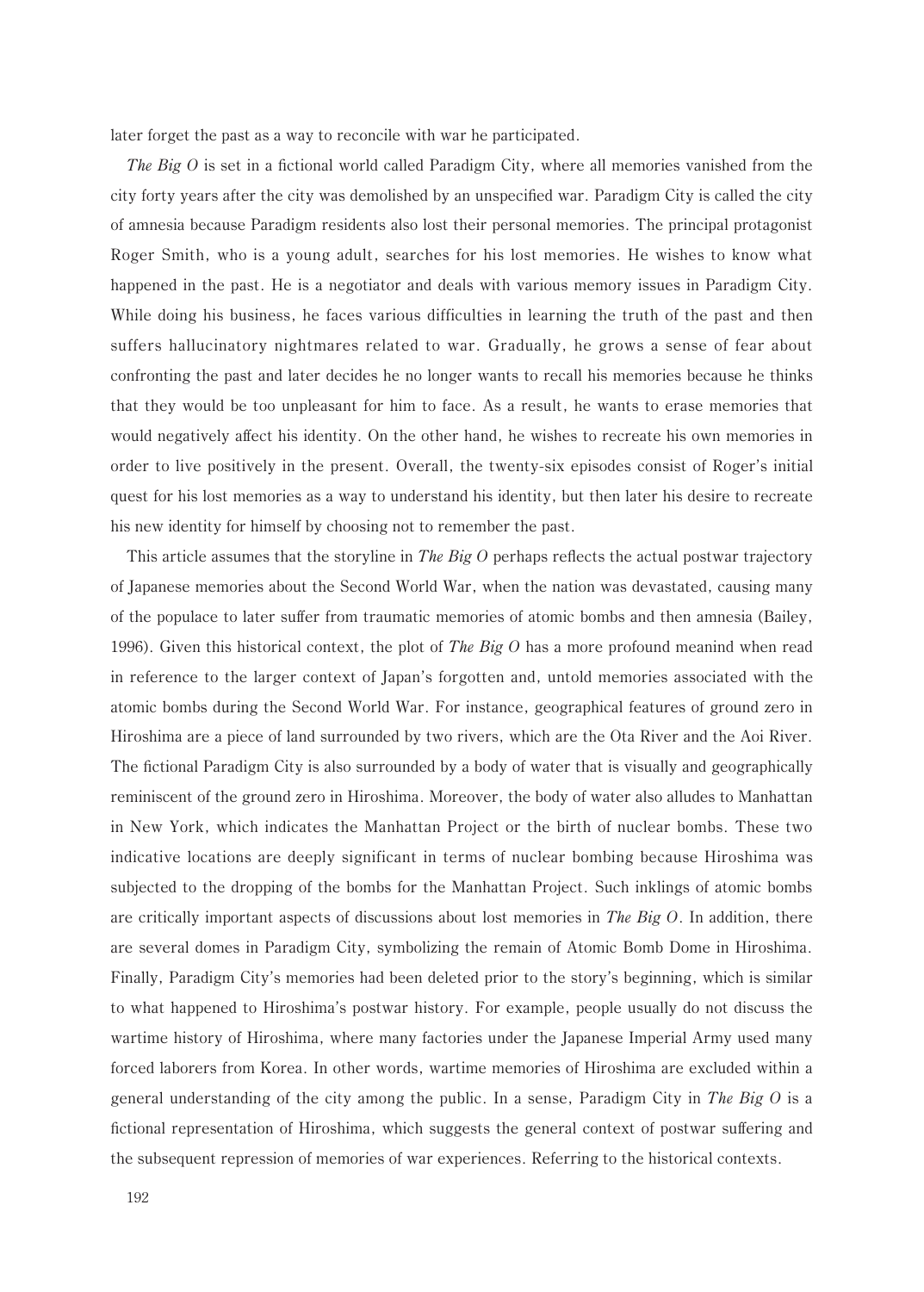later forget the past as a way to reconcile with war he participated.

*The Big O* is set in a fictional world called Paradigm City, where all memories vanished from the city forty years after the city was demolished by an unspecified war. Paradigm City is called the city of amnesia because Paradigm residents also lost their personal memories. The principal protagonist Roger Smith, who is a young adult, searches for his lost memories. He wishes to know what happened in the past. He is a negotiator and deals with various memory issues in Paradigm City. While doing his business, he faces various difficulties in learning the truth of the past and then suffers hallucinatory nightmares related to war. Gradually, he grows a sense of fear about confronting the past and later decides he no longer wants to recall his memories because he thinks that they would be too unpleasant for him to face. As a result, he wants to erase memories that would negatively affect his identity. On the other hand, he wishes to recreate his own memories in order to live positively in the present. Overall, the twenty-six episodes consist of Roger's initial quest for his lost memories as a way to understand his identity, but then later his desire to recreate his new identity for himself by choosing not to remember the past.

This article assumes that the storyline in *The Big O* perhaps reflects the actual postwar trajectory of Japanese memories about the Second World War, when the nation was devastated, causing many of the populace to later suffer from traumatic memories of atomic bombs and then amnesia (Bailey, 1996). Given this historical context, the plot of *The Big O* has a more profound meanind when read in reference to the larger context of Japan's forgotten and, untold memories associated with the atomic bombs during the Second World War. For instance, geographical features of ground zero in Hiroshima are a piece of land surrounded by two rivers, which are the Ota River and the Aoi River. The fictional Paradigm City is also surrounded by a body of water that is visually and geographically reminiscent of the ground zero in Hiroshima. Moreover, the body of water also alludes to Manhattan in New York, which indicates the Manhattan Project or the birth of nuclear bombs. These two indicative locations are deeply significant in terms of nuclear bombing because Hiroshima was subjected to the dropping of the bombs for the Manhattan Project. Such inklings of atomic bombs are critically important aspects of discussions about lost memories in *The Big O*. In addition, there are several domes in Paradigm City, symbolizing the remain of Atomic Bomb Dome in Hiroshima. Finally, Paradigm City's memories had been deleted prior to the story's beginning, which is similar to what happened to Hiroshima's postwar history. For example, people usually do not discuss the wartime history of Hiroshima, where many factories under the Japanese Imperial Army used many forced laborers from Korea. In other words, wartime memories of Hiroshima are excluded within a general understanding of the city among the public. In a sense, Paradigm City in *The Big O* is a fictional representation of Hiroshima, which suggests the general context of postwar suffering and the subsequent repression of memories of war experiences. Referring to the historical contexts.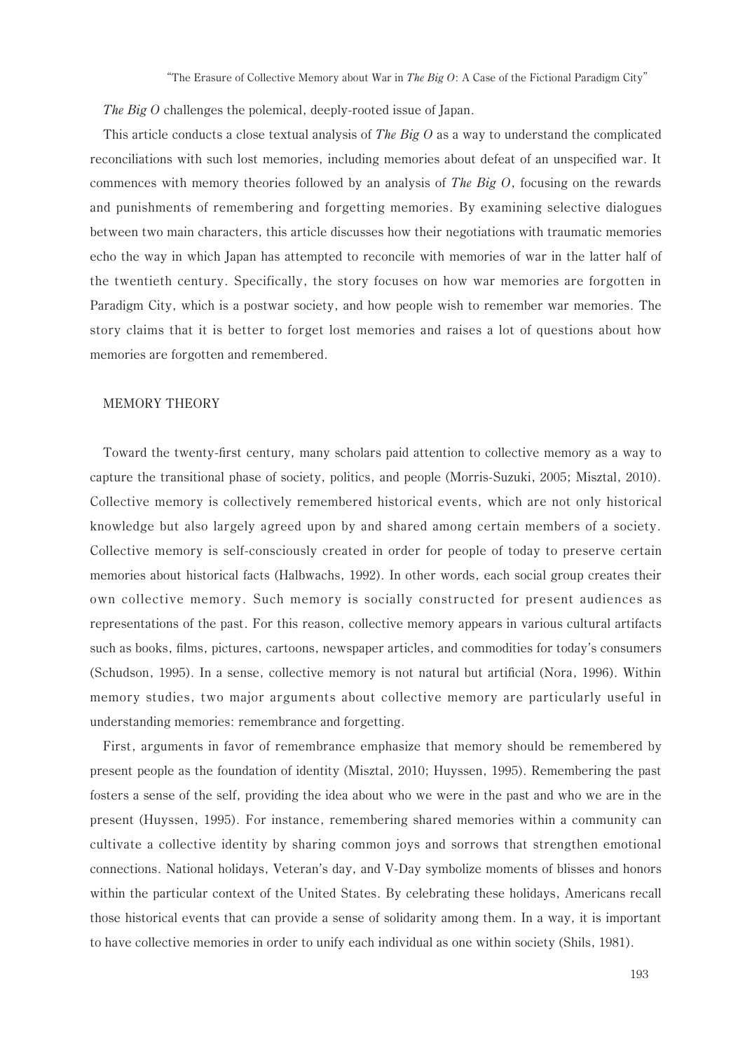*The Big O* challenges the polemical, deeply-rooted issue of Japan.

This article conducts a close textual analysis of *The Big O* as a way to understand the complicated reconciliations with such lost memories, including memories about defeat of an unspecified war. It commences with memory theories followed by an analysis of *The Big O*, focusing on the rewards and punishments of remembering and forgetting memories. By examining selective dialogues between two main characters, this article discusses how their negotiations with traumatic memories echo the way in which Japan has attempted to reconcile with memories of war in the latter half of the twentieth century. Specifically, the story focuses on how war memories are forgotten in Paradigm City, which is a postwar society, and how people wish to remember war memories. The story claims that it is better to forget lost memories and raises a lot of questions about how memories are forgotten and remembered.

## MEMORY THEORY

Toward the twenty-first century, many scholars paid attention to collective memory as a way to capture the transitional phase of society, politics, and people (Morris-Suzuki, 2005; Misztal, 2010). Collective memory is collectively remembered historical events, which are not only historical knowledge but also largely agreed upon by and shared among certain members of a society. Collective memory is self-consciously created in order for people of today to preserve certain memories about historical facts (Halbwachs, 1992). In other words, each social group creates their own collective memory. Such memory is socially constructed for present audiences as representations of the past. For this reason, collective memory appears in various cultural artifacts such as books, films, pictures, cartoons, newspaper articles, and commodities for today's consumers (Schudson, 1995). In a sense, collective memory is not natural but artificial (Nora, 1996). Within memory studies, two major arguments about collective memory are particularly useful in understanding memories: remembrance and forgetting.

First, arguments in favor of remembrance emphasize that memory should be remembered by present people as the foundation of identity (Misztal, 2010; Huyssen, 1995). Remembering the past fosters a sense of the self, providing the idea about who we were in the past and who we are in the present (Huyssen, 1995). For instance, remembering shared memories within a community can cultivate a collective identity by sharing common joys and sorrows that strengthen emotional connections. National holidays, Veteran's day, and V-Day symbolize moments of blisses and honors within the particular context of the United States. By celebrating these holidays, Americans recall those historical events that can provide a sense of solidarity among them. In a way, it is important to have collective memories in order to unify each individual as one within society (Shils, 1981).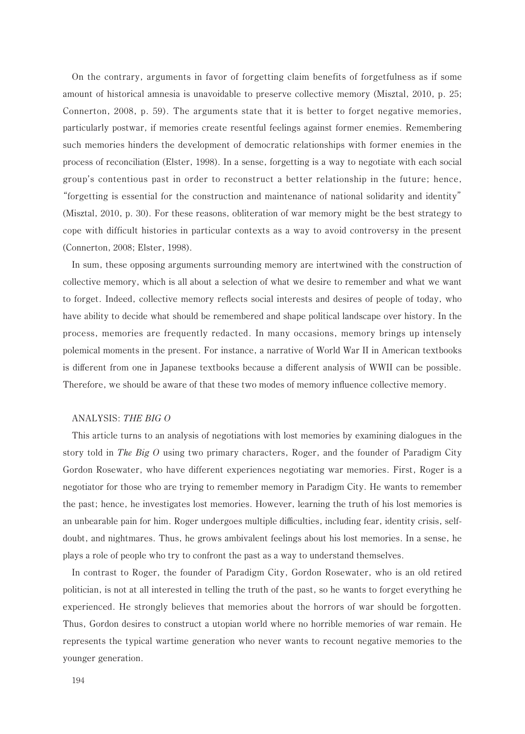On the contrary, arguments in favor of forgetting claim benefits of forgetfulness as if some amount of historical amnesia is unavoidable to preserve collective memory (Misztal, 2010, p. 25; Connerton, 2008, p. 59). The arguments state that it is better to forget negative memories, particularly postwar, if memories create resentful feelings against former enemies. Remembering such memories hinders the development of democratic relationships with former enemies in the process of reconciliation (Elster, 1998). In a sense, forgetting is a way to negotiate with each social group's contentious past in order to reconstruct a better relationship in the future; hence, "forgetting is essential for the construction and maintenance of national solidarity and identity" (Misztal, 2010, p. 30). For these reasons, obliteration of war memory might be the best strategy to cope with difficult histories in particular contexts as a way to avoid controversy in the present (Connerton, 2008; Elster, 1998).

In sum, these opposing arguments surrounding memory are intertwined with the construction of collective memory, which is all about a selection of what we desire to remember and what we want to forget. Indeed, collective memory reflects social interests and desires of people of today, who have ability to decide what should be remembered and shape political landscape over history. In the process, memories are frequently redacted. In many occasions, memory brings up intensely polemical moments in the present. For instance, a narrative of World War II in American textbooks is different from one in Japanese textbooks because a different analysis of WWII can be possible. Therefore, we should be aware of that these two modes of memory influence collective memory.

## ANALYSIS: *THE BIG O*

This article turns to an analysis of negotiations with lost memories by examining dialogues in the story told in *The Big O* using two primary characters, Roger, and the founder of Paradigm City Gordon Rosewater, who have different experiences negotiating war memories. First, Roger is a negotiator for those who are trying to remember memory in Paradigm City. He wants to remember the past; hence, he investigates lost memories. However, learning the truth of his lost memories is an unbearable pain for him. Roger undergoes multiple difficulties, including fear, identity crisis, self-doubt, and nightmares. Thus, he grows ambivalent feelings about his lost memories. In a sense, he plays a role of people who try to confront the past as a way to understand themselves.

In contrast to Roger, the founder of Paradigm City, Gordon Rosewater, who is an old retired politician, is not at all interested in telling the truth of the past, so he wants to forget everything he experienced. He strongly believes that memories about the horrors of war should be forgotten. Thus, Gordon desires to construct a utopian world where no horrible memories of war remain. He represents the typical wartime generation who never wants to recount negative memories to the younger generation.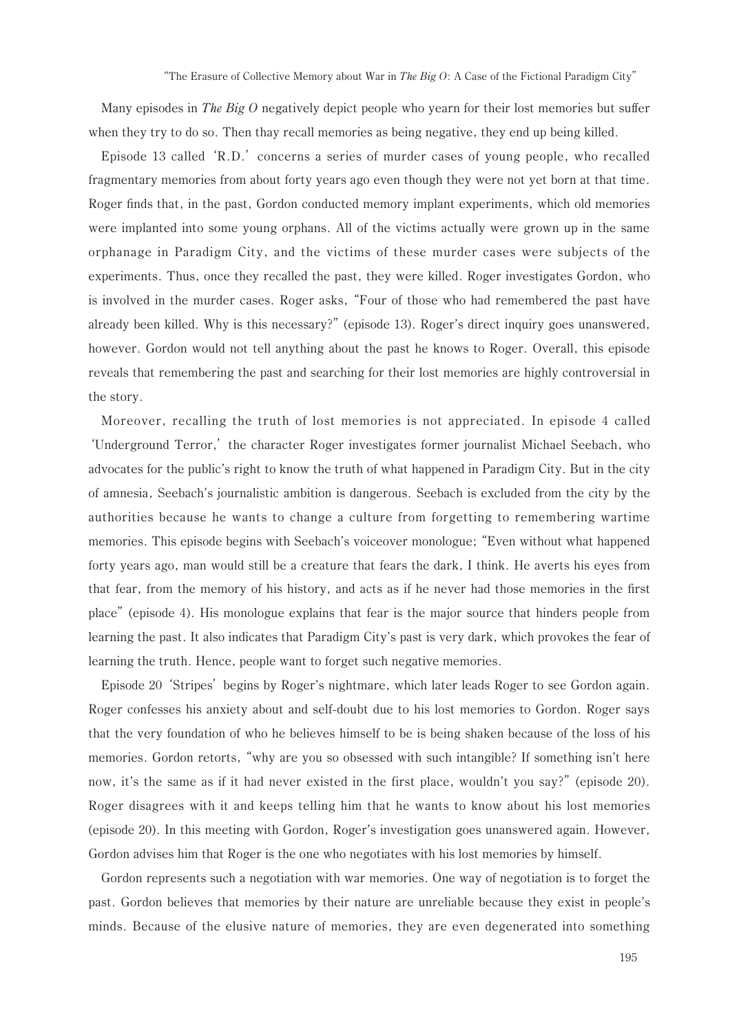Many episodes in *The Big O* negatively depict people who yearn for their lost memories but suffer when they try to do so. Then thay recall memories as being negative, they end up being killed.

Episode 13 called 'R.D.' concerns a series of murder cases of young people, who recalled fragmentary memories from about forty years ago even though they were not yet born at that time. Roger finds that, in the past, Gordon conducted memory implant experiments, which old memories were implanted into some young orphans. All of the victims actually were grown up in the same orphanage in Paradigm City, and the victims of these murder cases were subjects of the experiments. Thus, once they recalled the past, they were killed. Roger investigates Gordon, who is involved in the murder cases. Roger asks, "Four of those who had remembered the past have already been killed. Why is this necessary?" (episode 13). Roger's direct inquiry goes unanswered, however. Gordon would not tell anything about the past he knows to Roger. Overall, this episode reveals that remembering the past and searching for their lost memories are highly controversial in the story.

Moreover, recalling the truth of lost memories is not appreciated. In episode 4 called 'Underground Terror,' the character Roger investigates former journalist Michael Seebach, who advocates for the public's right to know the truth of what happened in Paradigm City. But in the city of amnesia, Seebach's journalistic ambition is dangerous. Seebach is excluded from the city by the authorities because he wants to change a culture from forgetting to remembering wartime memories. This episode begins with Seebach's voiceover monologue; "Even without what happened forty years ago, man would still be a creature that fears the dark, I think. He averts his eyes from that fear, from the memory of his history, and acts as if he never had those memories in the first place" (episode 4). His monologue explains that fear is the major source that hinders people from learning the past. It also indicates that Paradigm City's past is very dark, which provokes the fear of learning the truth. Hence, people want to forget such negative memories.

Episode 20 'Stripes' begins by Roger's nightmare, which later leads Roger to see Gordon again. Roger confesses his anxiety about and self-doubt due to his lost memories to Gordon. Roger says that the very foundation of who he believes himself to be is being shaken because of the loss of his memories. Gordon retorts, "why are you so obsessed with such intangible? If something isn't here now, it's the same as if it had never existed in the first place, wouldn't you say?" (episode 20). Roger disagrees with it and keeps telling him that he wants to know about his lost memories (episode 20). In this meeting with Gordon, Roger's investigation goes unanswered again. However, Gordon advises him that Roger is the one who negotiates with his lost memories by himself.

Gordon represents such a negotiation with war memories. One way of negotiation is to forget the past. Gordon believes that memories by their nature are unreliable because they exist in people's minds. Because of the elusive nature of memories, they are even degenerated into something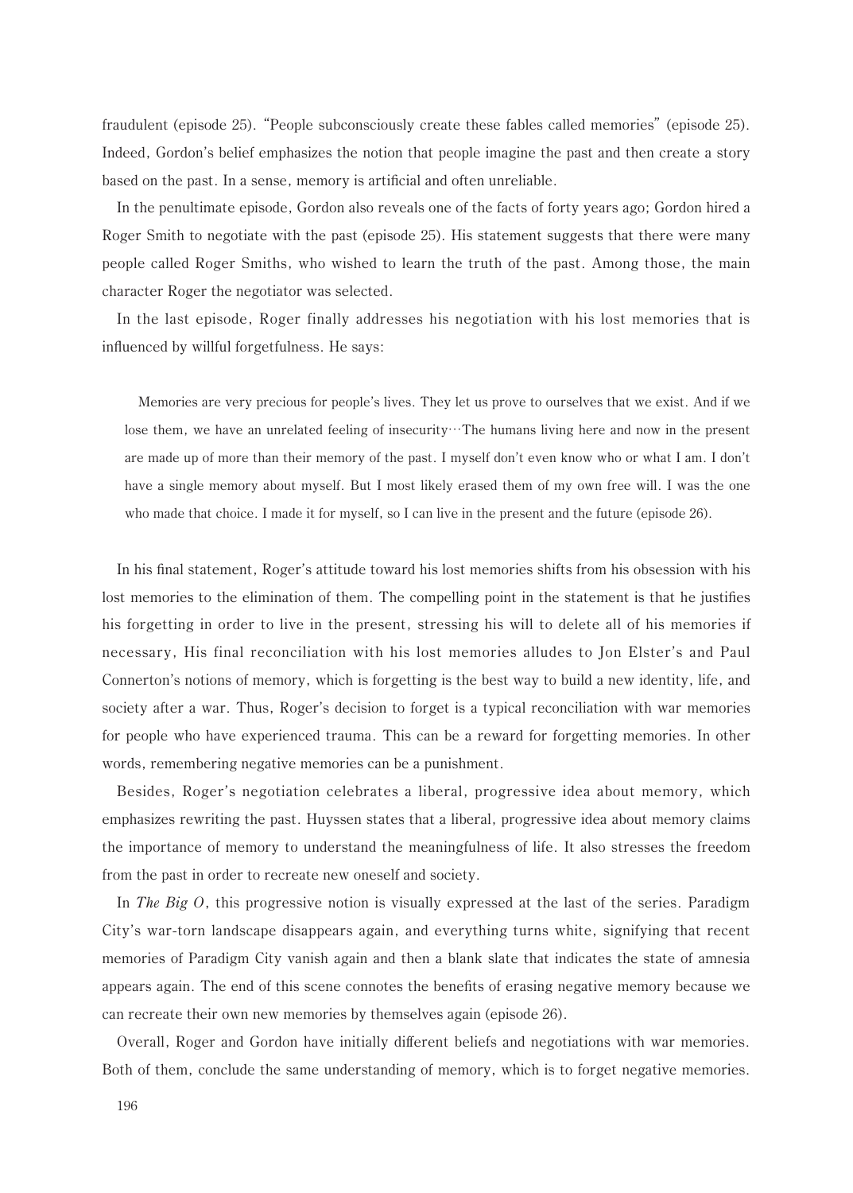fraudulent (episode 25). "People subconsciously create these fables called memories" (episode 25). Indeed, Gordon's belief emphasizes the notion that people imagine the past and then create a story based on the past. In a sense, memory is artificial and often unreliable.

In the penultimate episode, Gordon also reveals one of the facts of forty years ago; Gordon hired a Roger Smith to negotiate with the past (episode 25). His statement suggests that there were many people called Roger Smiths, who wished to learn the truth of the past. Among those, the main character Roger the negotiator was selected.

In the last episode, Roger finally addresses his negotiation with his lost memories that is influenced by willful forgetfulness. He says:

> Memories are very precious for people's lives. They let us prove to ourselves that we exist. And if we lose them, we have an unrelated feeling of insecurity…The humans living here and now in the present are made up of more than their memory of the past. I myself don't even know who or what I am. I don't have a single memory about myself. But I most likely erased them of my own free will. I was the one who made that choice. I made it for myself, so I can live in the present and the future (episode 26).

In his final statement, Roger's attitude toward his lost memories shifts from his obsession with his lost memories to the elimination of them. The compelling point in the statement is that he justifies his forgetting in order to live in the present, stressing his will to delete all of his memories if necessary, His final reconciliation with his lost memories alludes to Jon Elster's and Paul Connerton's notions of memory, which is forgetting is the best way to build a new identity, life, and society after a war. Thus, Roger's decision to forget is a typical reconciliation with war memories for people who have experienced trauma. This can be a reward for forgetting memories. In other words, remembering negative memories can be a punishment.

Besides, Roger's negotiation celebrates a liberal, progressive idea about memory, which emphasizes rewriting the past. Huyssen states that a liberal, progressive idea about memory claims the importance of memory to understand the meaningfulness of life. It also stresses the freedom from the past in order to recreate new oneself and society.

In *The Big O*, this progressive notion is visually expressed at the last of the series. Paradigm City's war-torn landscape disappears again, and everything turns white, signifying that recent memories of Paradigm City vanish again and then a blank slate that indicates the state of amnesia appears again. The end of this scene connotes the benefits of erasing negative memory because we can recreate their own new memories by themselves again (episode 26).

Overall, Roger and Gordon have initially different beliefs and negotiations with war memories. Both of them, conclude the same understanding of memory, which is to forget negative memories.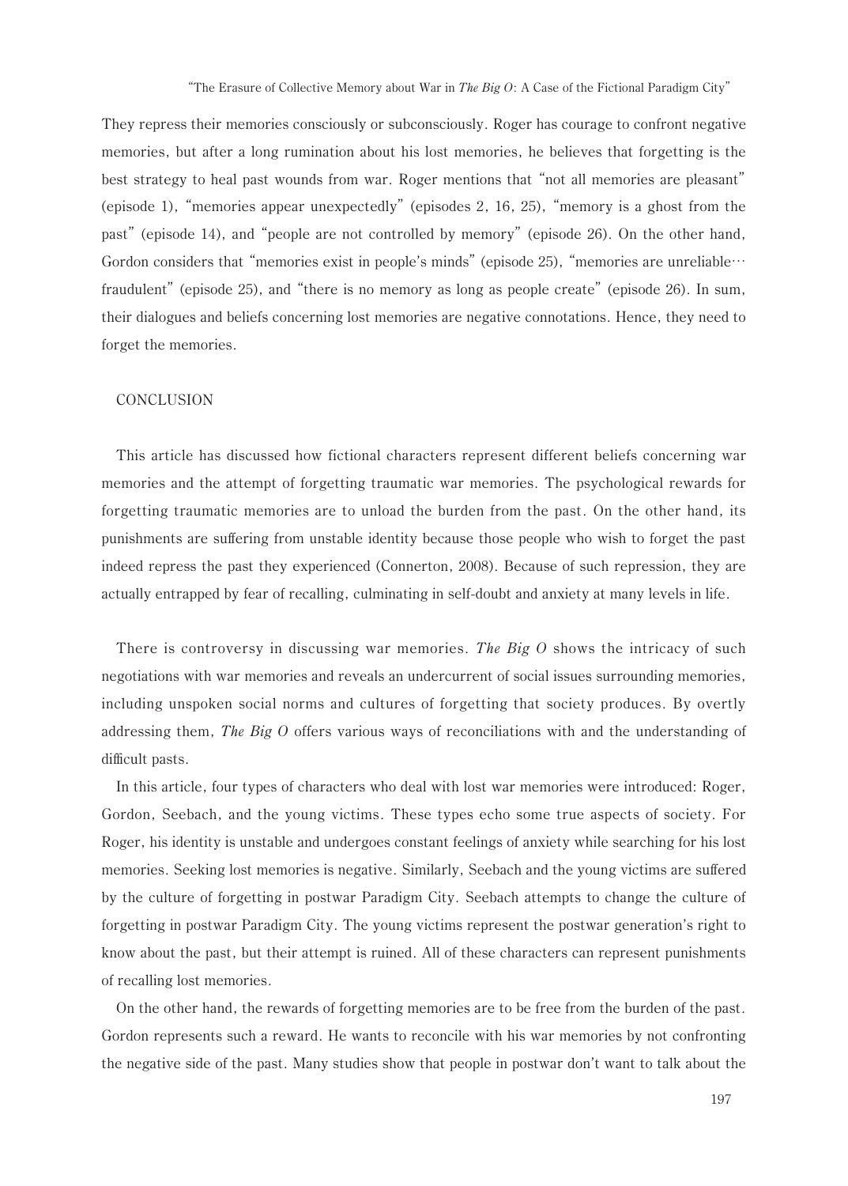They repress their memories consciously or subconsciously. Roger has courage to confront negative memories, but after a long rumination about his lost memories, he believes that forgetting is the best strategy to heal past wounds from war. Roger mentions that "not all memories are pleasant" (episode 1), "memories appear unexpectedly" (episodes 2, 16, 25), "memory is a ghost from the past" (episode 14), and "people are not controlled by memory" (episode 26). On the other hand, Gordon considers that "memories exist in people's minds" (episode 25), "memories are unreliable… fraudulent" (episode 25), and "there is no memory as long as people create" (episode 26). In sum, their dialogues and beliefs concerning lost memories are negative connotations. Hence, they need to forget the memories.

## CONCLUSION

This article has discussed how fictional characters represent different beliefs concerning war memories and the attempt of forgetting traumatic war memories. The psychological rewards for forgetting traumatic memories are to unload the burden from the past. On the other hand, its punishments are suffering from unstable identity because those people who wish to forget the past indeed repress the past they experienced (Connerton, 2008). Because of such repression, they are actually entrapped by fear of recalling, culminating in self-doubt and anxiety at many levels in life.

There is controversy in discussing war memories. *The Big O* shows the intricacy of such negotiations with war memories and reveals an undercurrent of social issues surrounding memories, including unspoken social norms and cultures of forgetting that society produces. By overtly addressing them, *The Big O* offers various ways of reconciliations with and the understanding of difficult pasts.

In this article, four types of characters who deal with lost war memories were introduced: Roger, Gordon, Seebach, and the young victims. These types echo some true aspects of society. For Roger, his identity is unstable and undergoes constant feelings of anxiety while searching for his lost memories. Seeking lost memories is negative. Similarly, Seebach and the young victims are suffered by the culture of forgetting in postwar Paradigm City. Seebach attempts to change the culture of forgetting in postwar Paradigm City. The young victims represent the postwar generation's right to know about the past, but their attempt is ruined. All of these characters can represent punishments of recalling lost memories.

On the other hand, the rewards of forgetting memories are to be free from the burden of the past. Gordon represents such a reward. He wants to reconcile with his war memories by not confronting the negative side of the past. Many studies show that people in postwar don't want to talk about the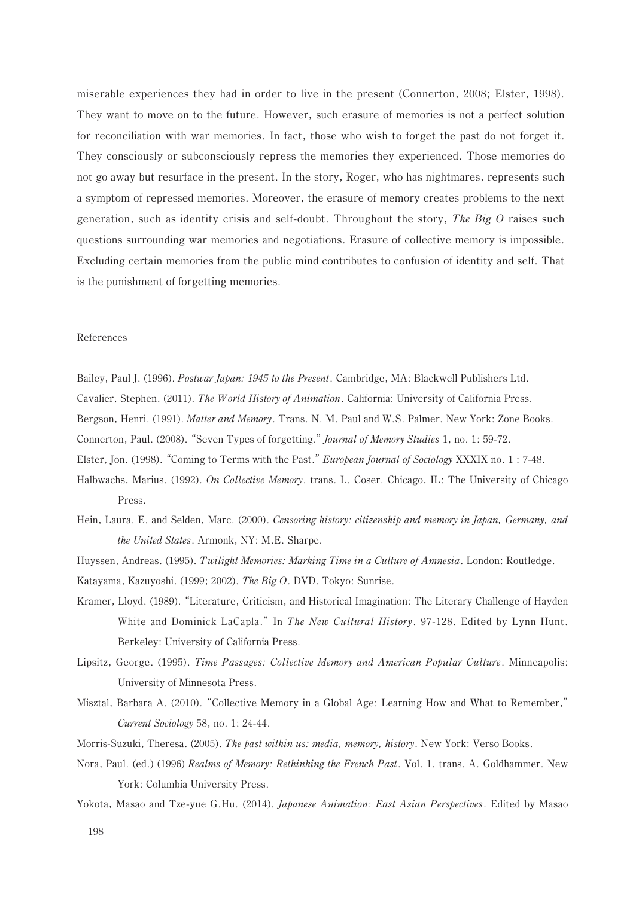miserable experiences they had in order to live in the present (Connerton, 2008; Elster, 1998). They want to move on to the future. However, such erasure of memories is not a perfect solution for reconciliation with war memories. In fact, those who wish to forget the past do not forget it. They consciously or subconsciously repress the memories they experienced. Those memories do not go away but resurface in the present. In the story, Roger, who has nightmares, represents such a symptom of repressed memories. Moreover, the erasure of memory creates problems to the next generation, such as identity crisis and self-doubt. Throughout the story, *The Big O* raises such questions surrounding war memories and negotiations. Erasure of collective memory is impossible. Excluding certain memories from the public mind contributes to confusion of identity and self. That is the punishment of forgetting memories.

References

Bailey, Paul J. (1996). *Postwar Japan: 1945 to the Present*. Cambridge, MA: Blackwell Publishers Ltd.

Cavalier, Stephen. (2011). *The World History of Animation*. California: University of California Press.

Bergson, Henri. (1991). *Matter and Memory*. Trans. N. M. Paul and W.S. Palmer. New York: Zone Books.

Connerton, Paul. (2008). "Seven Types of forgetting." *Journal of Memory Studies* 1, no. 1: 59-72.

Elster, Jon. (1998). "Coming to Terms with the Past." *European Journal of Sociology* XXXIX no. 1 : 7-48.

Halbwachs, Marius. (1992). *On Collective Memory*. trans. L. Coser. Chicago, IL: The University of Chicago Press.

Hein, Laura. E. and Selden, Marc. (2000). *Censoring history: citizenship and memory in Japan, Germany, and the United States*. Armonk, NY: M.E. Sharpe.

Huyssen, Andreas. (1995). *Twilight Memories: Marking Time in a Culture of Amnesia*. London: Routledge.

Katayama, Kazuyoshi. (1999; 2002). *The Big O*. DVD. Tokyo: Sunrise.

Kramer, Lloyd. (1989). "Literature, Criticism, and Historical Imagination: The Literary Challenge of Hayden White and Dominick LaCapla." In *The New Cultural History*. 97-128. Edited by Lynn Hunt. Berkeley: University of California Press.

Lipsitz, George. (1995). *Time Passages: Collective Memory and American Popular Culture*. Minneapolis: University of Minnesota Press.

Misztal, Barbara A. (2010). "Collective Memory in a Global Age: Learning How and What to Remember," *Current Sociology* 58, no. 1: 24-44.

Morris-Suzuki, Theresa. (2005). *The past within us: media, memory, history*. New York: Verso Books.

Nora, Paul. (ed.) (1996) *Realms of Memory: Rethinking the French Past*. Vol. 1. trans. A. Goldhammer. New York: Columbia University Press.

Yokota, Masao and Tze-yue G.Hu. (2014). *Japanese Animation: East Asian Perspectives*. Edited by Masao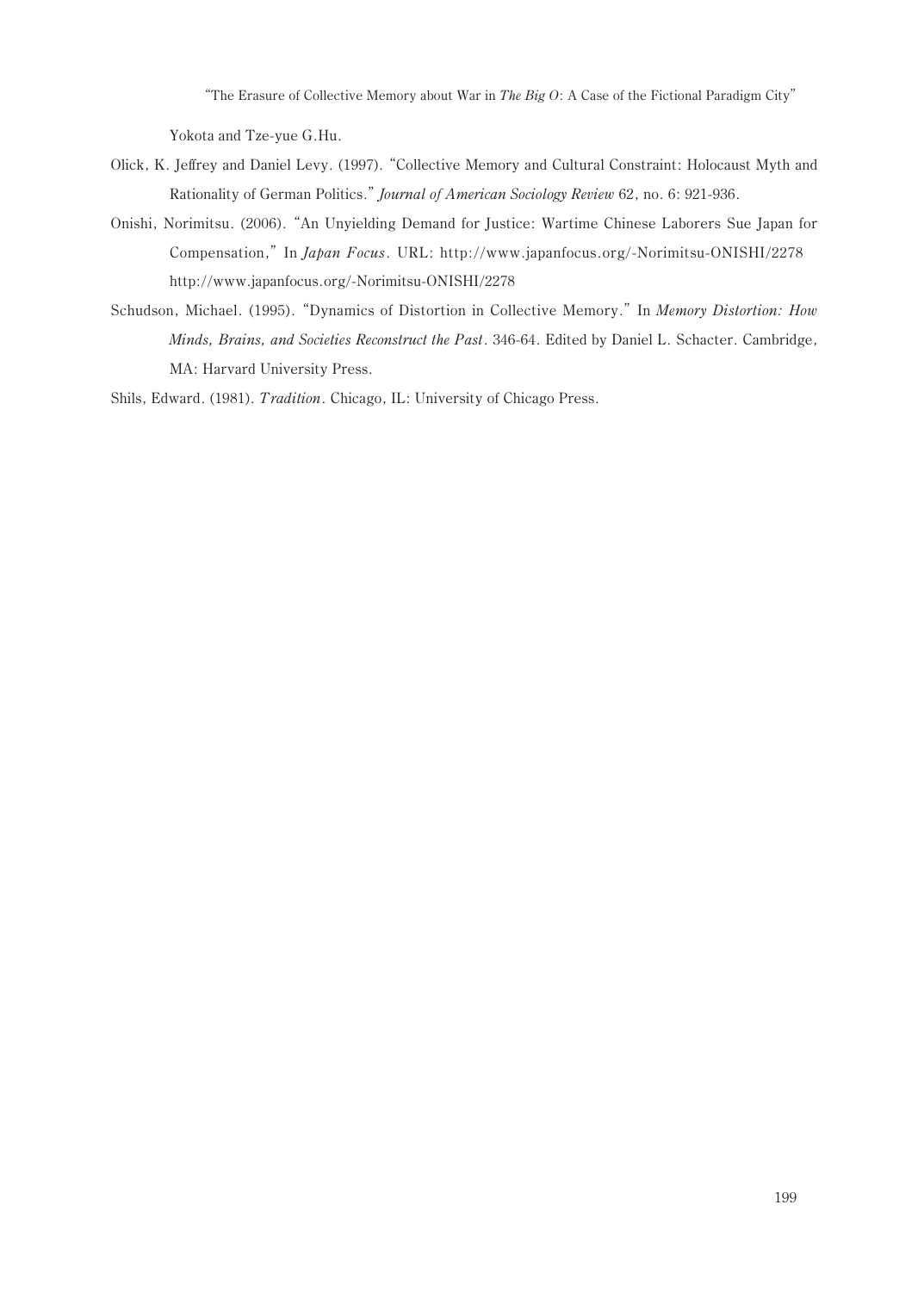Yokota and Tze-yue G.Hu.

Olick, K. Jeffrey and Daniel Levy. (1997). "Collective Memory and Cultural Constraint: Holocaust Myth and Rationality of German Politics." *Journal of American Sociology Review* 62, no. 6: 921-936.

Onishi, Norimitsu. (2006). "An Unyielding Demand for Justice: Wartime Chinese Laborers Sue Japan for Compensation," In *Japan Focus*. URL: http://www.japanfocus.org/-Norimitsu-ONISHI/2278 http://www.japanfocus.org/-Norimitsu-ONISHI/2278

Schudson, Michael. (1995). "Dynamics of Distortion in Collective Memory." In *Memory Distortion: How Minds, Brains, and Societies Reconstruct the Past*. 346-64. Edited by Daniel L. Schacter. Cambridge, MA: Harvard University Press.

Shils, Edward. (1981). *Tradition*. Chicago, IL: University of Chicago Press.